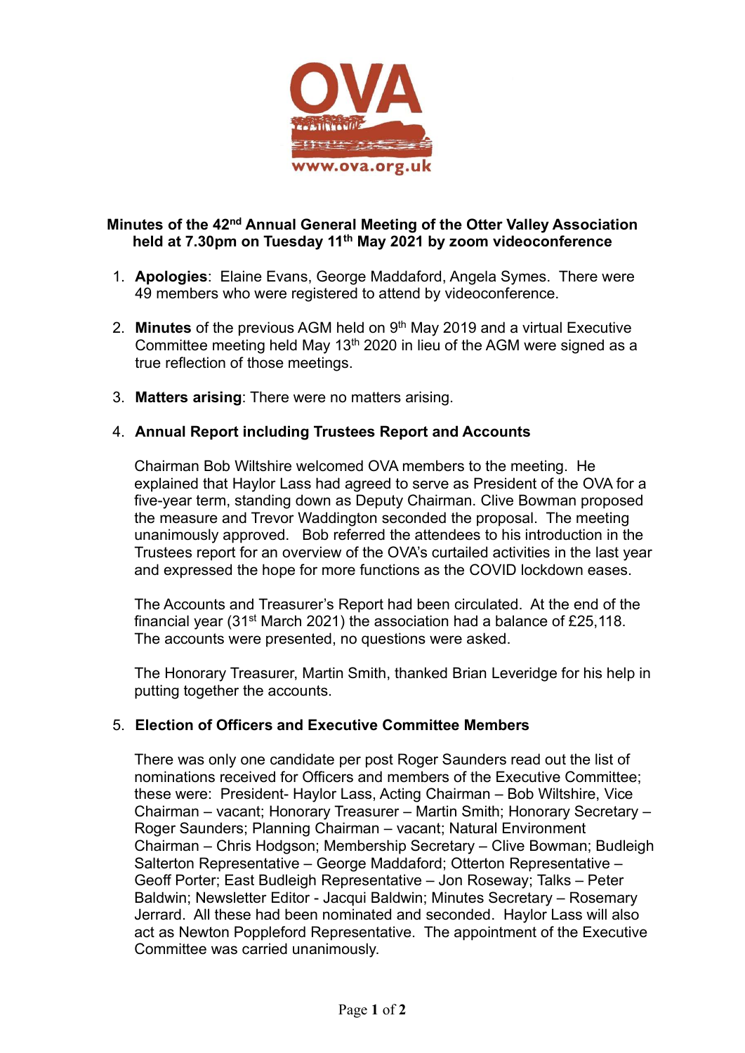**Minutes of the 42nd Annual General Meeting of the Otter Valley Association held at 7.30pm on Tuesday 11th May 2021 by zoom videoconference**

1. **Apologies**: Elaine Evans, George Maddaford, Angela Symes. There were 49 members who were registered to attend by videoconference.

2. **Minutes** of the previous AGM held on 9th May 2019 and a virtual Executive Committee meeting held May 13th 2020 in lieu of the AGM were signed as a true reflection of those meetings.

3. **Matters arising**: There were no matters arising.

4. **Annual Report including Trustees Report and Accounts**

   Chairman Bob Wiltshire welcomed OVA members to the meeting. He explained that Haylor Lass had agreed to serve as President of the OVA for a five-year term, standing down as Deputy Chairman. Clive Bowman proposed the measure and Trevor Waddington seconded the proposal. The meeting unanimously approved. Bob referred the attendees to his introduction in the Trustees report for an overview of the OVA's curtailed activities in the last year and expressed the hope for more functions as the COVID lockdown eases.

   The Accounts and Treasurer's Report had been circulated. At the end of the financial year (31st March 2021) the association had a balance of £25,118. The accounts were presented, no questions were asked.

   The Honorary Treasurer, Martin Smith, thanked Brian Leveridge for his help in putting together the accounts.

5. **Election of Officers and Executive Committee Members**

   There was only one candidate per post Roger Saunders read out the list of nominations received for Officers and members of the Executive Committee; these were: President- Haylor Lass, Acting Chairman – Bob Wiltshire, Vice Chairman – vacant; Honorary Treasurer – Martin Smith; Honorary Secretary – Roger Saunders; Planning Chairman – vacant; Natural Environment Chairman – Chris Hodgson; Membership Secretary – Clive Bowman; Budleigh Salterton Representative – George Maddaford; Otterton Representative – Geoff Porter; East Budleigh Representative – Jon Roseway; Talks – Peter Baldwin; Newsletter Editor - Jacqui Baldwin; Minutes Secretary – Rosemary Jerrard. All these had been nominated and seconded. Haylor Lass will also act as Newton Poppleford Representative. The appointment of the Executive Committee was carried unanimously.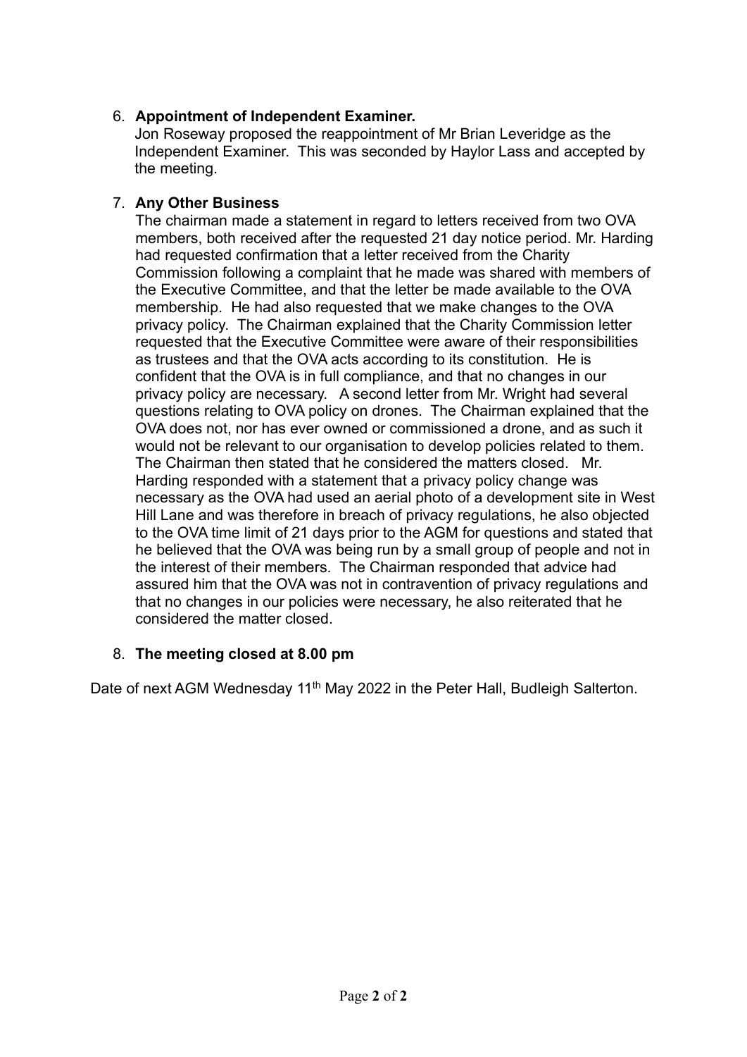6. **Appointment of Independent Examiner.**
   Jon Roseway proposed the reappointment of Mr Brian Leveridge as the Independent Examiner. This was seconded by Haylor Lass and accepted by the meeting.

7. **Any Other Business**
   The chairman made a statement in regard to letters received from two OVA members, both received after the requested 21 day notice period. Mr. Harding had requested confirmation that a letter received from the Charity Commission following a complaint that he made was shared with members of the Executive Committee, and that the letter be made available to the OVA membership. He had also requested that we make changes to the OVA privacy policy. The Chairman explained that the Charity Commission letter requested that the Executive Committee were aware of their responsibilities as trustees and that the OVA acts according to its constitution. He is confident that the OVA is in full compliance, and that no changes in our privacy policy are necessary. A second letter from Mr. Wright had several questions relating to OVA policy on drones. The Chairman explained that the OVA does not, nor has ever owned or commissioned a drone, and as such it would not be relevant to our organisation to develop policies related to them. The Chairman then stated that he considered the matters closed. Mr. Harding responded with a statement that a privacy policy change was necessary as the OVA had used an aerial photo of a development site in West Hill Lane and was therefore in breach of privacy regulations, he also objected to the OVA time limit of 21 days prior to the AGM for questions and stated that he believed that the OVA was being run by a small group of people and not in the interest of their members. The Chairman responded that advice had assured him that the OVA was not in contravention of privacy regulations and that no changes in our policies were necessary, he also reiterated that he considered the matter closed.

8. **The meeting closed at 8.00 pm**

Date of next AGM Wednesday 11th May 2022 in the Peter Hall, Budleigh Salterton.